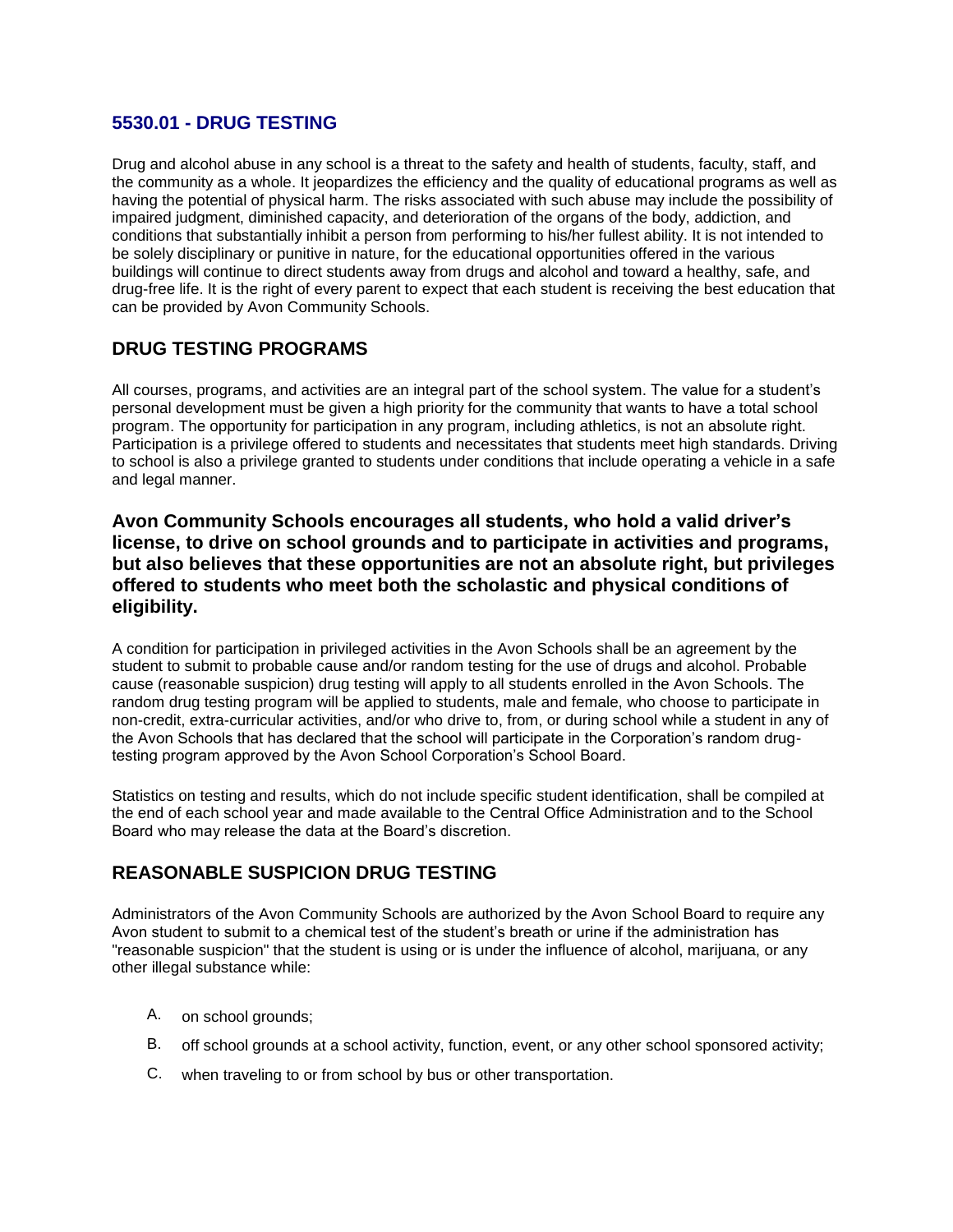# 5530.01 - DRUG TESTING

Drug and alcohol abuse in any school is a threat to the safety and health of students, faculty, staff, and the community as a whole. It jeopardizes the efficiency and the quality of educational programs as well as having the potential of physical harm. The risks associated with such abuse may include the possibility of impaired judgment, diminished capacity, and deterioration of the organs of the body, addiction, and conditions that substantially inhibit a person from performing to his/her fullest ability. It is not intended to be solely disciplinary or punitive in nature, for the educational opportunities offered in the various buildings will continue to direct students away from drugs and alcohol and toward a healthy, safe, and drug-free life. It is the right of every parent to expect that each student is receiving the best education that can be provided by Avon Community Schools.

## DRUG TESTING PROGRAMS

All courses, programs, and activities are an integral part of the school system. The value for a student's personal development must be given a high priority for the community that wants to have a total school program. The opportunity for participation in any program, including athletics, is not an absolute right. Participation is a privilege offered to students and necessitates that students meet high standards. Driving to school is also a privilege granted to students under conditions that include operating a vehicle in a safe and legal manner.

### Avon Community Schools encourages all students, who hold a valid driver's license, to drive on school grounds and to participate in activities and programs, but also believes that these opportunities are not an absolute right, but privileges offered to students who meet both the scholastic and physical conditions of eligibility.

A condition for participation in privileged activities in the Avon Schools shall be an agreement by the student to submit to probable cause and/or random testing for the use of drugs and alcohol. Probable cause (reasonable suspicion) drug testing will apply to all students enrolled in the Avon Schools. The random drug testing program will be applied to students, male and female, who choose to participate in non-credit, extra-curricular activities, and/or who drive to, from, or during school while a student in any of the Avon Schools that has declared that the school will participate in the Corporation's random drug-testing program approved by the Avon School Corporation's School Board.

Statistics on testing and results, which do not include specific student identification, shall be compiled at the end of each school year and made available to the Central Office Administration and to the School Board who may release the data at the Board's discretion.

## REASONABLE SUSPICION DRUG TESTING

Administrators of the Avon Community Schools are authorized by the Avon School Board to require any Avon student to submit to a chemical test of the student's breath or urine if the administration has "reasonable suspicion" that the student is using or is under the influence of alcohol, marijuana, or any other illegal substance while:

A. on school grounds;

B. off school grounds at a school activity, function, event, or any other school sponsored activity;

C. when traveling to or from school by bus or other transportation.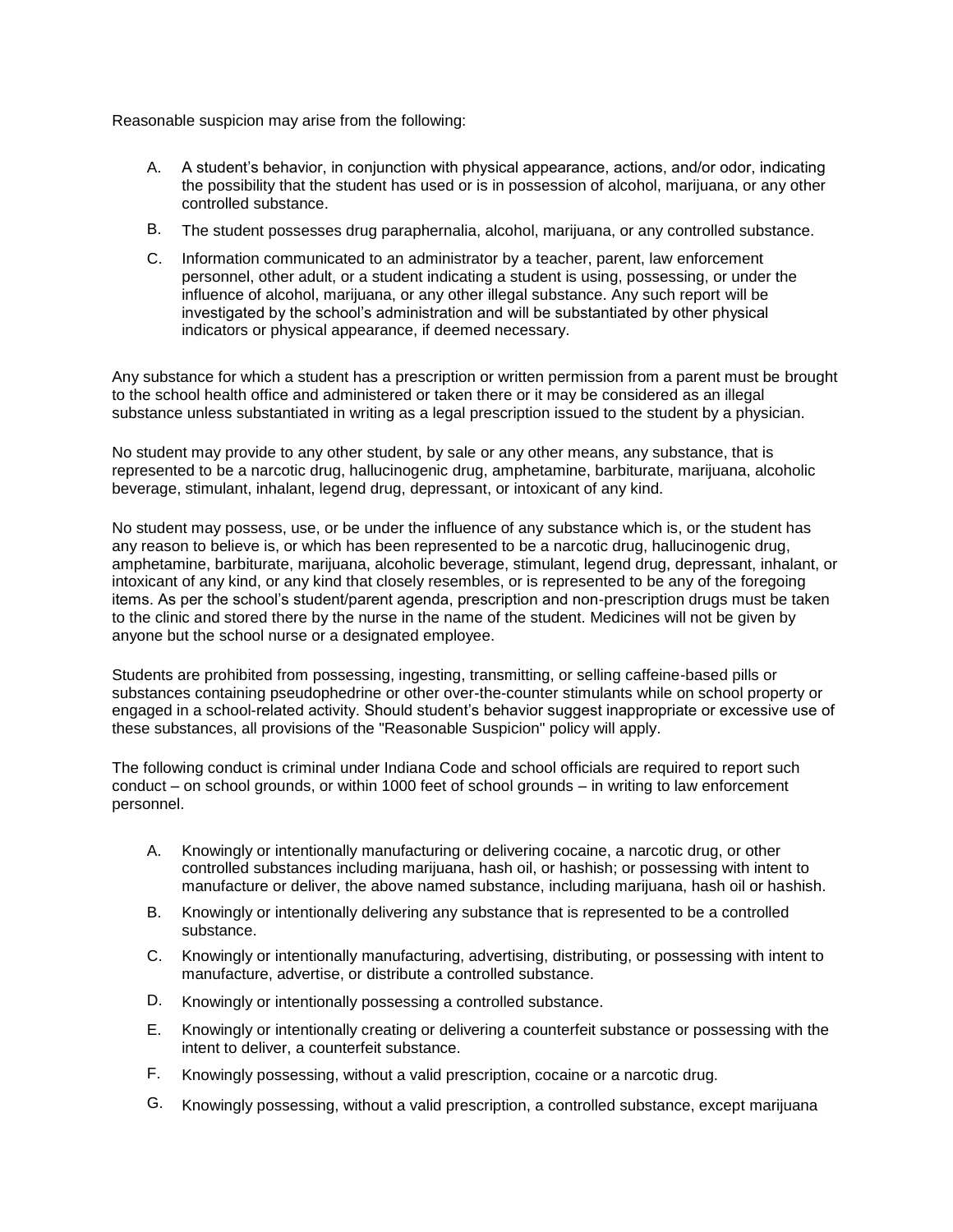Reasonable suspicion may arise from the following:

A. A student's behavior, in conjunction with physical appearance, actions, and/or odor, indicating the possibility that the student has used or is in possession of alcohol, marijuana, or any other controlled substance.

B. The student possesses drug paraphernalia, alcohol, marijuana, or any controlled substance.

C. Information communicated to an administrator by a teacher, parent, law enforcement personnel, other adult, or a student indicating a student is using, possessing, or under the influence of alcohol, marijuana, or any other illegal substance. Any such report will be investigated by the school's administration and will be substantiated by other physical indicators or physical appearance, if deemed necessary.

Any substance for which a student has a prescription or written permission from a parent must be brought to the school health office and administered or taken there or it may be considered as an illegal substance unless substantiated in writing as a legal prescription issued to the student by a physician.

No student may provide to any other student, by sale or any other means, any substance, that is represented to be a narcotic drug, hallucinogenic drug, amphetamine, barbiturate, marijuana, alcoholic beverage, stimulant, inhalant, legend drug, depressant, or intoxicant of any kind.

No student may possess, use, or be under the influence of any substance which is, or the student has any reason to believe is, or which has been represented to be a narcotic drug, hallucinogenic drug, amphetamine, barbiturate, marijuana, alcoholic beverage, stimulant, legend drug, depressant, inhalant, or intoxicant of any kind, or any kind that closely resembles, or is represented to be any of the foregoing items. As per the school's student/parent agenda, prescription and non-prescription drugs must be taken to the clinic and stored there by the nurse in the name of the student. Medicines will not be given by anyone but the school nurse or a designated employee.

Students are prohibited from possessing, ingesting, transmitting, or selling caffeine-based pills or substances containing pseudophedrine or other over-the-counter stimulants while on school property or engaged in a school-related activity. Should student's behavior suggest inappropriate or excessive use of these substances, all provisions of the "Reasonable Suspicion" policy will apply.

The following conduct is criminal under Indiana Code and school officials are required to report such conduct – on school grounds, or within 1000 feet of school grounds – in writing to law enforcement personnel.

A. Knowingly or intentionally manufacturing or delivering cocaine, a narcotic drug, or other controlled substances including marijuana, hash oil, or hashish; or possessing with intent to manufacture or deliver, the above named substance, including marijuana, hash oil or hashish.

B. Knowingly or intentionally delivering any substance that is represented to be a controlled substance.

C. Knowingly or intentionally manufacturing, advertising, distributing, or possessing with intent to manufacture, advertise, or distribute a controlled substance.

D. Knowingly or intentionally possessing a controlled substance.

E. Knowingly or intentionally creating or delivering a counterfeit substance or possessing with the intent to deliver, a counterfeit substance.

F. Knowingly possessing, without a valid prescription, cocaine or a narcotic drug.

G. Knowingly possessing, without a valid prescription, a controlled substance, except marijuana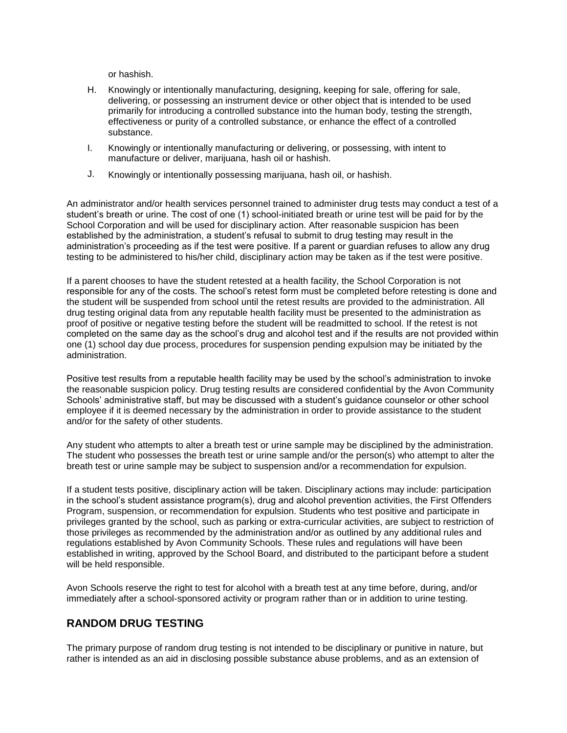or hashish.

H. Knowingly or intentionally manufacturing, designing, keeping for sale, offering for sale, delivering, or possessing an instrument device or other object that is intended to be used primarily for introducing a controlled substance into the human body, testing the strength, effectiveness or purity of a controlled substance, or enhance the effect of a controlled substance.

I. Knowingly or intentionally manufacturing or delivering, or possessing, with intent to manufacture or deliver, marijuana, hash oil or hashish.

J. Knowingly or intentionally possessing marijuana, hash oil, or hashish.

An administrator and/or health services personnel trained to administer drug tests may conduct a test of a student's breath or urine. The cost of one (1) school-initiated breath or urine test will be paid for by the School Corporation and will be used for disciplinary action. After reasonable suspicion has been established by the administration, a student's refusal to submit to drug testing may result in the administration's proceeding as if the test were positive. If a parent or guardian refuses to allow any drug testing to be administered to his/her child, disciplinary action may be taken as if the test were positive.

If a parent chooses to have the student retested at a health facility, the School Corporation is not responsible for any of the costs. The school's retest form must be completed before retesting is done and the student will be suspended from school until the retest results are provided to the administration. All drug testing original data from any reputable health facility must be presented to the administration as proof of positive or negative testing before the student will be readmitted to school. If the retest is not completed on the same day as the school's drug and alcohol test and if the results are not provided within one (1) school day due process, procedures for suspension pending expulsion may be initiated by the administration.

Positive test results from a reputable health facility may be used by the school's administration to invoke the reasonable suspicion policy. Drug testing results are considered confidential by the Avon Community Schools' administrative staff, but may be discussed with a student's guidance counselor or other school employee if it is deemed necessary by the administration in order to provide assistance to the student and/or for the safety of other students.

Any student who attempts to alter a breath test or urine sample may be disciplined by the administration. The student who possesses the breath test or urine sample and/or the person(s) who attempt to alter the breath test or urine sample may be subject to suspension and/or a recommendation for expulsion.

If a student tests positive, disciplinary action will be taken. Disciplinary actions may include: participation in the school's student assistance program(s), drug and alcohol prevention activities, the First Offenders Program, suspension, or recommendation for expulsion. Students who test positive and participate in privileges granted by the school, such as parking or extra-curricular activities, are subject to restriction of those privileges as recommended by the administration and/or as outlined by any additional rules and regulations established by Avon Community Schools. These rules and regulations will have been established in writing, approved by the School Board, and distributed to the participant before a student will be held responsible.

Avon Schools reserve the right to test for alcohol with a breath test at any time before, during, and/or immediately after a school-sponsored activity or program rather than or in addition to urine testing.

## RANDOM DRUG TESTING

The primary purpose of random drug testing is not intended to be disciplinary or punitive in nature, but rather is intended as an aid in disclosing possible substance abuse problems, and as an extension of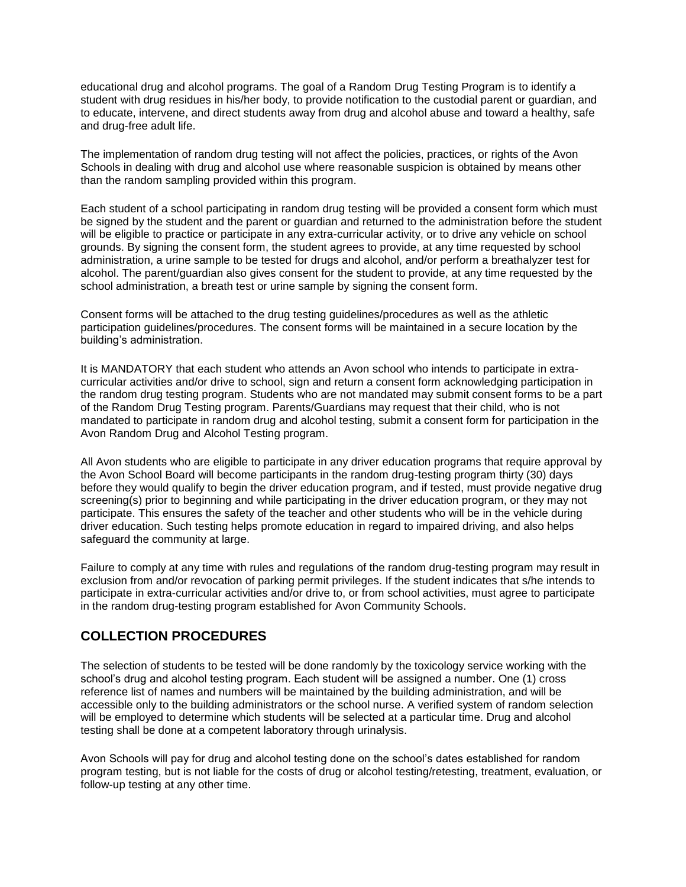educational drug and alcohol programs. The goal of a Random Drug Testing Program is to identify a student with drug residues in his/her body, to provide notification to the custodial parent or guardian, and to educate, intervene, and direct students away from drug and alcohol abuse and toward a healthy, safe and drug-free adult life.

The implementation of random drug testing will not affect the policies, practices, or rights of the Avon Schools in dealing with drug and alcohol use where reasonable suspicion is obtained by means other than the random sampling provided within this program.

Each student of a school participating in random drug testing will be provided a consent form which must be signed by the student and the parent or guardian and returned to the administration before the student will be eligible to practice or participate in any extra-curricular activity, or to drive any vehicle on school grounds. By signing the consent form, the student agrees to provide, at any time requested by school administration, a urine sample to be tested for drugs and alcohol, and/or perform a breathalyzer test for alcohol. The parent/guardian also gives consent for the student to provide, at any time requested by the school administration, a breath test or urine sample by signing the consent form.

Consent forms will be attached to the drug testing guidelines/procedures as well as the athletic participation guidelines/procedures. The consent forms will be maintained in a secure location by the building's administration.

It is MANDATORY that each student who attends an Avon school who intends to participate in extra-curricular activities and/or drive to school, sign and return a consent form acknowledging participation in the random drug testing program. Students who are not mandated may submit consent forms to be a part of the Random Drug Testing program. Parents/Guardians may request that their child, who is not mandated to participate in random drug and alcohol testing, submit a consent form for participation in the Avon Random Drug and Alcohol Testing program.

All Avon students who are eligible to participate in any driver education programs that require approval by the Avon School Board will become participants in the random drug-testing program thirty (30) days before they would qualify to begin the driver education program, and if tested, must provide negative drug screening(s) prior to beginning and while participating in the driver education program, or they may not participate. This ensures the safety of the teacher and other students who will be in the vehicle during driver education. Such testing helps promote education in regard to impaired driving, and also helps safeguard the community at large.

Failure to comply at any time with rules and regulations of the random drug-testing program may result in exclusion from and/or revocation of parking permit privileges. If the student indicates that s/he intends to participate in extra-curricular activities and/or drive to, or from school activities, must agree to participate in the random drug-testing program established for Avon Community Schools.

## COLLECTION PROCEDURES

The selection of students to be tested will be done randomly by the toxicology service working with the school's drug and alcohol testing program. Each student will be assigned a number. One (1) cross reference list of names and numbers will be maintained by the building administration, and will be accessible only to the building administrators or the school nurse. A verified system of random selection will be employed to determine which students will be selected at a particular time. Drug and alcohol testing shall be done at a competent laboratory through urinalysis.

Avon Schools will pay for drug and alcohol testing done on the school's dates established for random program testing, but is not liable for the costs of drug or alcohol testing/retesting, treatment, evaluation, or follow-up testing at any other time.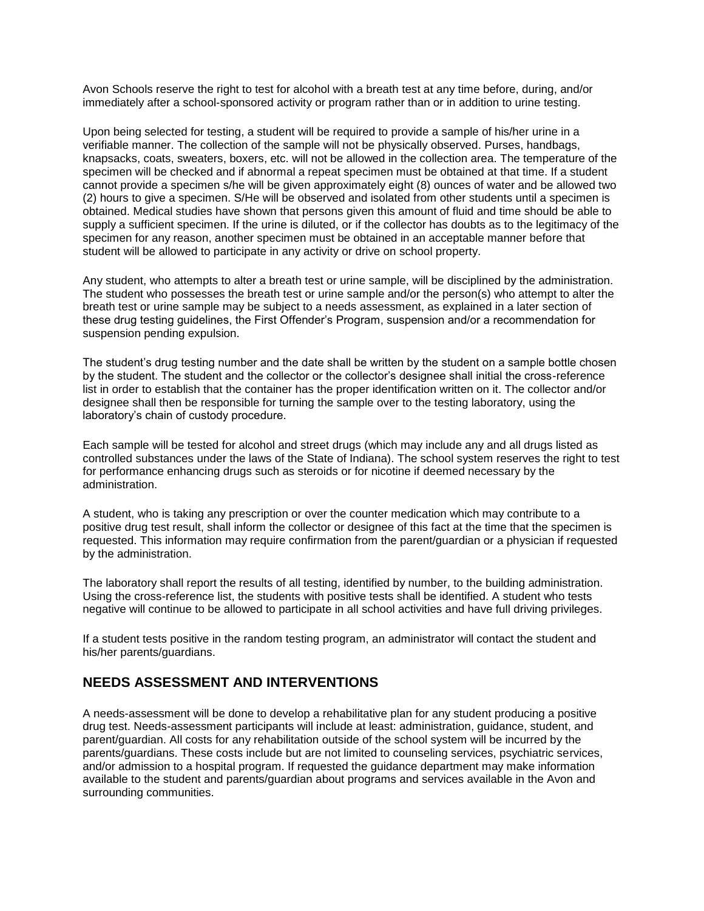Avon Schools reserve the right to test for alcohol with a breath test at any time before, during, and/or immediately after a school-sponsored activity or program rather than or in addition to urine testing.

Upon being selected for testing, a student will be required to provide a sample of his/her urine in a verifiable manner. The collection of the sample will not be physically observed. Purses, handbags, knapsacks, coats, sweaters, boxers, etc. will not be allowed in the collection area. The temperature of the specimen will be checked and if abnormal a repeat specimen must be obtained at that time. If a student cannot provide a specimen s/he will be given approximately eight (8) ounces of water and be allowed two (2) hours to give a specimen. S/He will be observed and isolated from other students until a specimen is obtained. Medical studies have shown that persons given this amount of fluid and time should be able to supply a sufficient specimen. If the urine is diluted, or if the collector has doubts as to the legitimacy of the specimen for any reason, another specimen must be obtained in an acceptable manner before that student will be allowed to participate in any activity or drive on school property.

Any student, who attempts to alter a breath test or urine sample, will be disciplined by the administration. The student who possesses the breath test or urine sample and/or the person(s) who attempt to alter the breath test or urine sample may be subject to a needs assessment, as explained in a later section of these drug testing guidelines, the First Offender's Program, suspension and/or a recommendation for suspension pending expulsion.

The student's drug testing number and the date shall be written by the student on a sample bottle chosen by the student. The student and the collector or the collector's designee shall initial the cross-reference list in order to establish that the container has the proper identification written on it. The collector and/or designee shall then be responsible for turning the sample over to the testing laboratory, using the laboratory's chain of custody procedure.

Each sample will be tested for alcohol and street drugs (which may include any and all drugs listed as controlled substances under the laws of the State of Indiana). The school system reserves the right to test for performance enhancing drugs such as steroids or for nicotine if deemed necessary by the administration.

A student, who is taking any prescription or over the counter medication which may contribute to a positive drug test result, shall inform the collector or designee of this fact at the time that the specimen is requested. This information may require confirmation from the parent/guardian or a physician if requested by the administration.

The laboratory shall report the results of all testing, identified by number, to the building administration. Using the cross-reference list, the students with positive tests shall be identified. A student who tests negative will continue to be allowed to participate in all school activities and have full driving privileges.

If a student tests positive in the random testing program, an administrator will contact the student and his/her parents/guardians.

## NEEDS ASSESSMENT AND INTERVENTIONS

A needs-assessment will be done to develop a rehabilitative plan for any student producing a positive drug test. Needs-assessment participants will include at least: administration, guidance, student, and parent/guardian. All costs for any rehabilitation outside of the school system will be incurred by the parents/guardians. These costs include but are not limited to counseling services, psychiatric services, and/or admission to a hospital program. If requested the guidance department may make information available to the student and parents/guardian about programs and services available in the Avon and surrounding communities.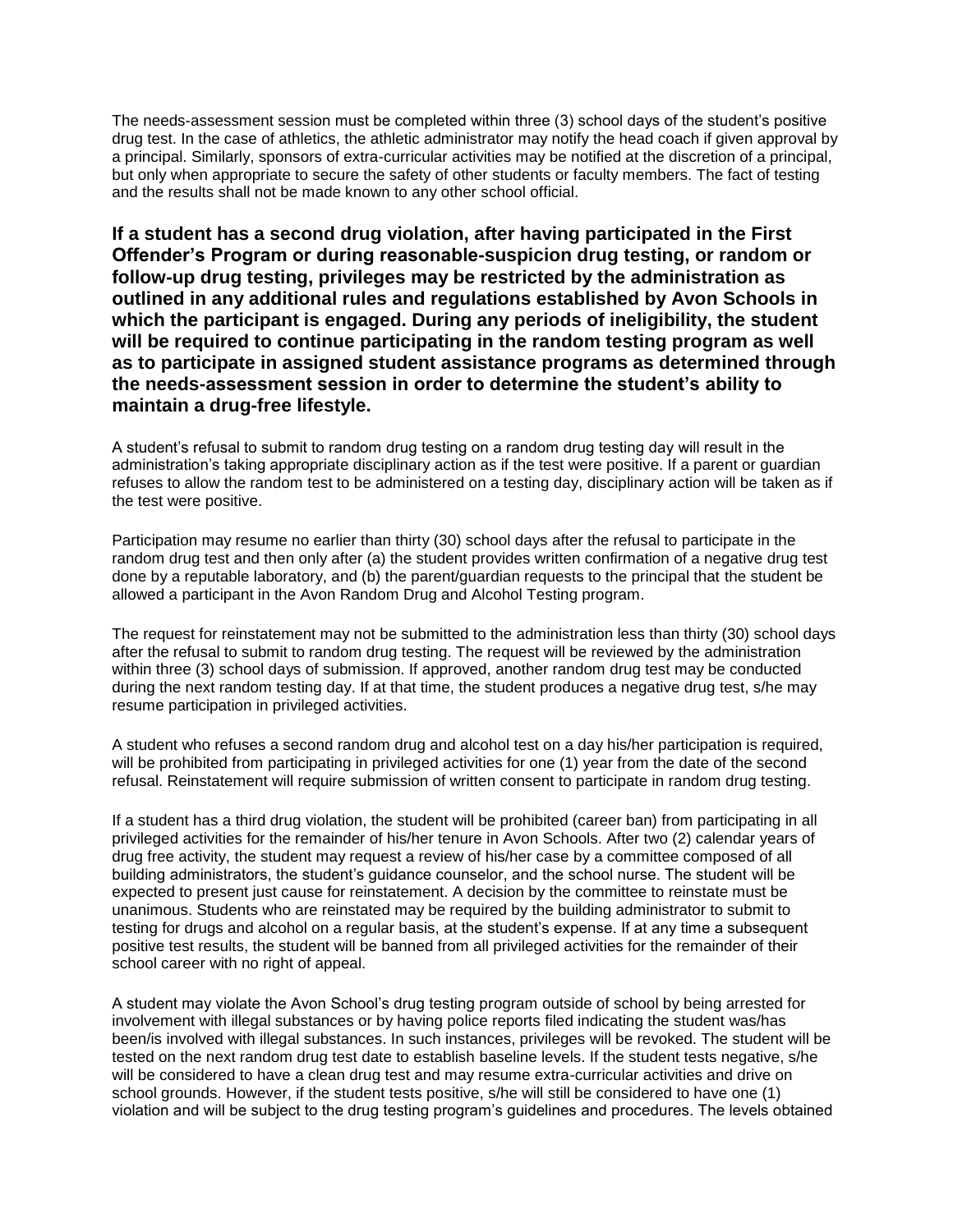The needs-assessment session must be completed within three (3) school days of the student's positive drug test. In the case of athletics, the athletic administrator may notify the head coach if given approval by a principal. Similarly, sponsors of extra-curricular activities may be notified at the discretion of a principal, but only when appropriate to secure the safety of other students or faculty members. The fact of testing and the results shall not be made known to any other school official.

**If a student has a second drug violation, after having participated in the First Offender's Program or during reasonable-suspicion drug testing, or random or follow-up drug testing, privileges may be restricted by the administration as outlined in any additional rules and regulations established by Avon Schools in which the participant is engaged. During any periods of ineligibility, the student will be required to continue participating in the random testing program as well as to participate in assigned student assistance programs as determined through the needs-assessment session in order to determine the student's ability to maintain a drug-free lifestyle.**

A student's refusal to submit to random drug testing on a random drug testing day will result in the administration's taking appropriate disciplinary action as if the test were positive. If a parent or guardian refuses to allow the random test to be administered on a testing day, disciplinary action will be taken as if the test were positive.

Participation may resume no earlier than thirty (30) school days after the refusal to participate in the random drug test and then only after (a) the student provides written confirmation of a negative drug test done by a reputable laboratory, and (b) the parent/guardian requests to the principal that the student be allowed a participant in the Avon Random Drug and Alcohol Testing program.

The request for reinstatement may not be submitted to the administration less than thirty (30) school days after the refusal to submit to random drug testing. The request will be reviewed by the administration within three (3) school days of submission. If approved, another random drug test may be conducted during the next random testing day. If at that time, the student produces a negative drug test, s/he may resume participation in privileged activities.

A student who refuses a second random drug and alcohol test on a day his/her participation is required, will be prohibited from participating in privileged activities for one (1) year from the date of the second refusal. Reinstatement will require submission of written consent to participate in random drug testing.

If a student has a third drug violation, the student will be prohibited (career ban) from participating in all privileged activities for the remainder of his/her tenure in Avon Schools. After two (2) calendar years of drug free activity, the student may request a review of his/her case by a committee composed of all building administrators, the student's guidance counselor, and the school nurse. The student will be expected to present just cause for reinstatement. A decision by the committee to reinstate must be unanimous. Students who are reinstated may be required by the building administrator to submit to testing for drugs and alcohol on a regular basis, at the student's expense. If at any time a subsequent positive test results, the student will be banned from all privileged activities for the remainder of their school career with no right of appeal.

A student may violate the Avon School's drug testing program outside of school by being arrested for involvement with illegal substances or by having police reports filed indicating the student was/has been/is involved with illegal substances. In such instances, privileges will be revoked. The student will be tested on the next random drug test date to establish baseline levels. If the student tests negative, s/he will be considered to have a clean drug test and may resume extra-curricular activities and drive on school grounds. However, if the student tests positive, s/he will still be considered to have one (1) violation and will be subject to the drug testing program's guidelines and procedures. The levels obtained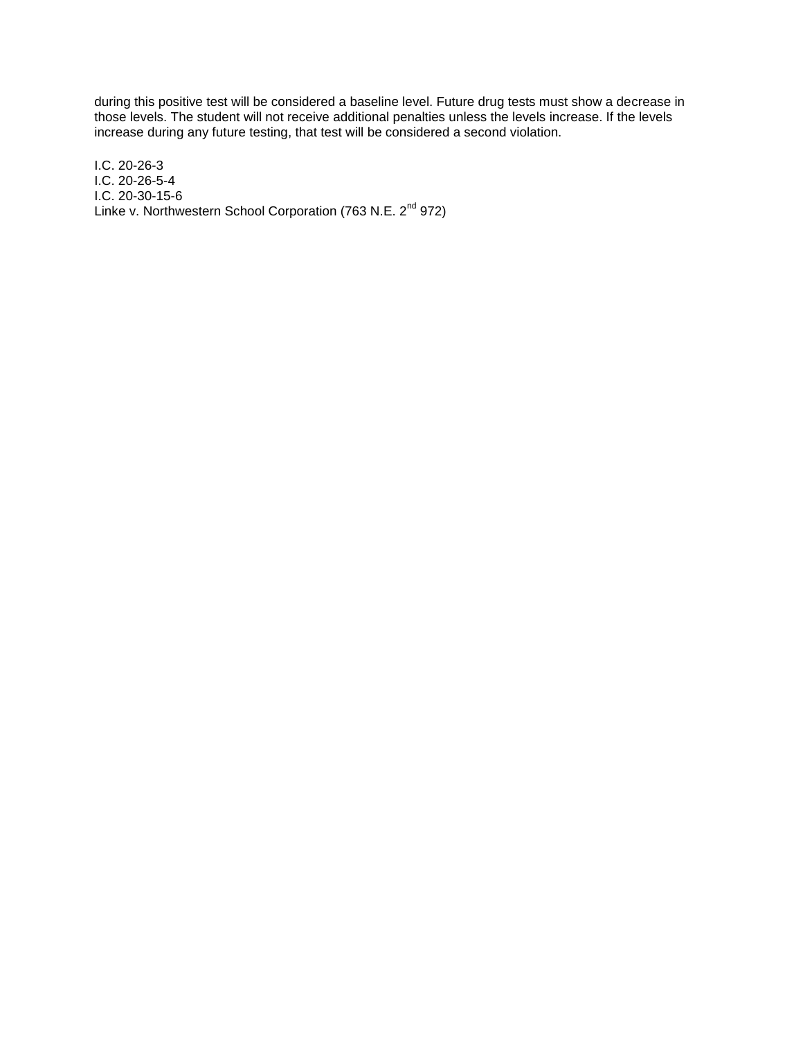during this positive test will be considered a baseline level. Future drug tests must show a decrease in those levels. The student will not receive additional penalties unless the levels increase. If the levels increase during any future testing, that test will be considered a second violation.

I.C. 20-26-3
I.C. 20-26-5-4
I.C. 20-30-15-6
Linke v. Northwestern School Corporation (763 N.E. 2nd 972)